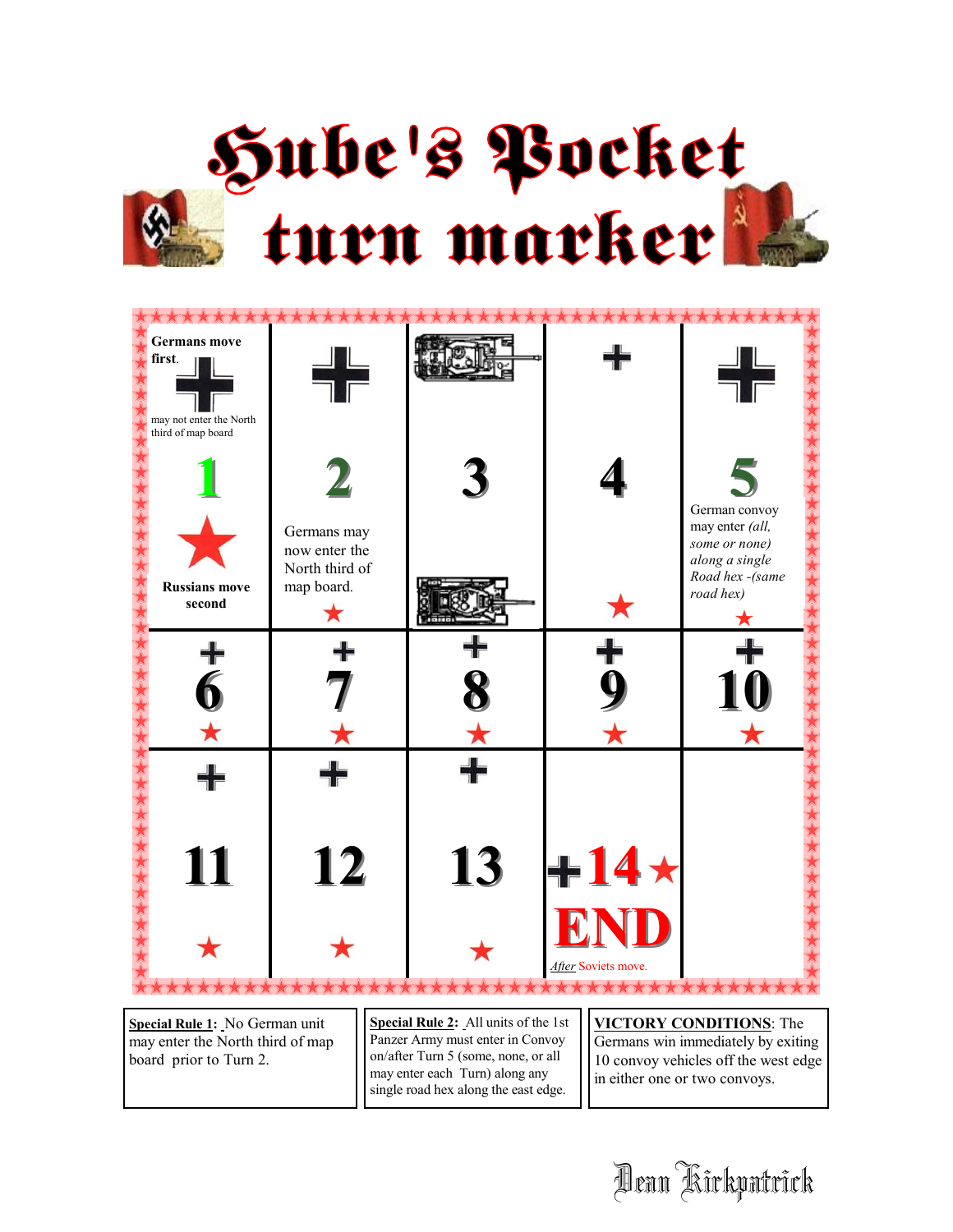# Hube's Pocket turn marker

| | | | | |
|---|---|---|---|---|
| **Germans move first.** ✠ may not enter the North third of map board **1** ★ **Russians move second** | ✠ **2** Germans may now enter the North third of map board. ★ | **3** | ✠ **4** ★ | ✠ **5** German convoy may enter *(all, some or none) along a single Road hex -(same road hex)* ★ |
| ✠ **6** ★ | ✠ **7** ★ | ✠ **8** ★ | ✠ **9** ★ | ✠ **10** ★ |
| ✠ **11** ★ | ✠ **12** ★ | ✠ **13** ★ | ✠ **14** ★ **END** *After* Soviets move. | |

**Special Rule 1:** No German unit may enter the North third of map board prior to Turn 2.

**Special Rule 2:** All units of the 1st Panzer Army must enter in Convoy on/after Turn 5 (some, none, or all may enter each Turn) along any single road hex along the east edge.

**VICTORY CONDITIONS**: The Germans win immediately by exiting 10 convoy vehicles off the west edge in either one or two convoys.

Dean Kirkpatrick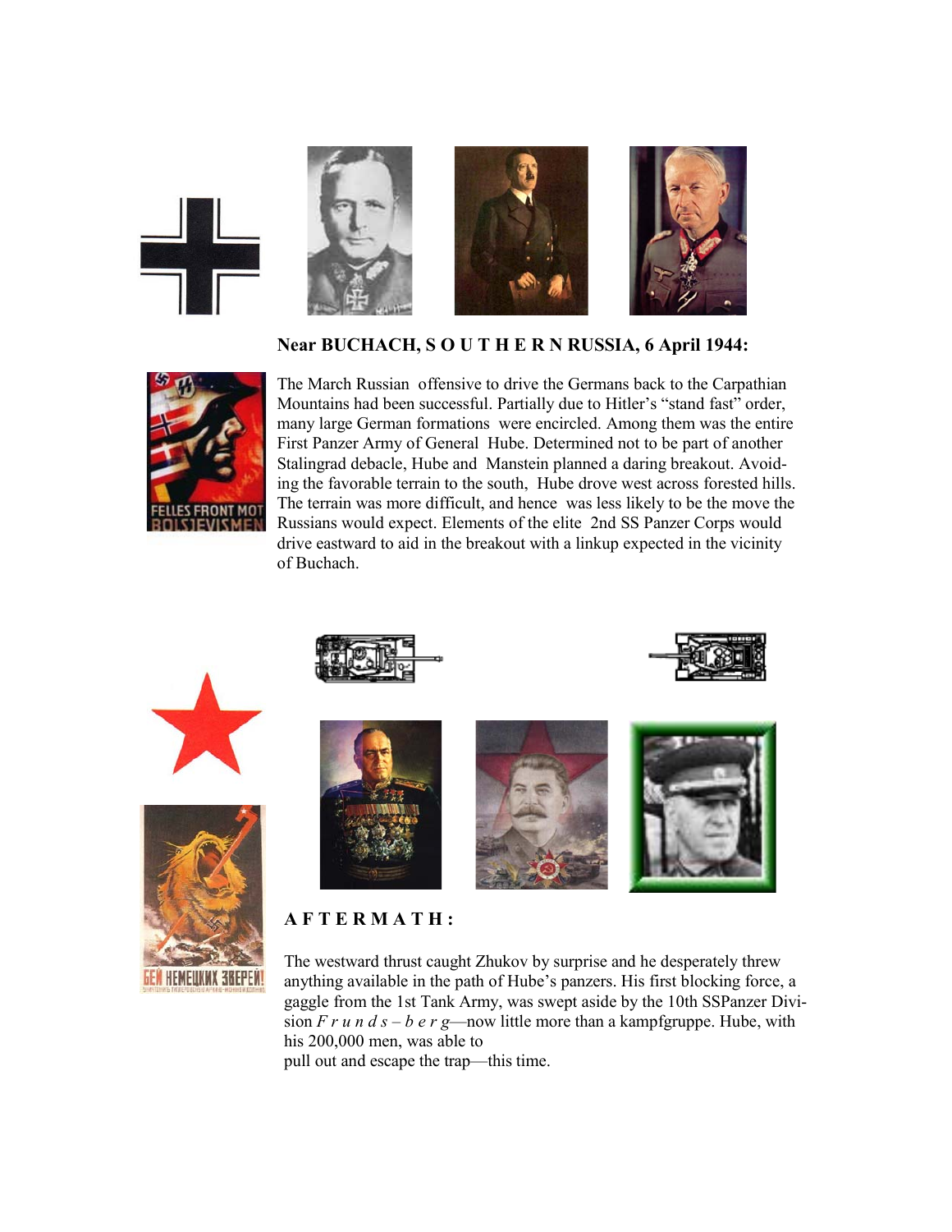**Near BUCHACH, S O U T H E R N RUSSIA, 6 April 1944:**

The March Russian offensive to drive the Germans back to the Carpathian Mountains had been successful. Partially due to Hitler's "stand fast" order, many large German formations were encircled. Among them was the entire First Panzer Army of General Hube. Determined not to be part of another Stalingrad debacle, Hube and Manstein planned a daring breakout. Avoiding the favorable terrain to the south, Hube drove west across forested hills. The terrain was more difficult, and hence was less likely to be the move the Russians would expect. Elements of the elite 2nd SS Panzer Corps would drive eastward to aid in the breakout with a linkup expected in the vicinity of Buchach.

**A F T E R M A T H :**

The westward thrust caught Zhukov by surprise and he desperately threw anything available in the path of Hube's panzers. His first blocking force, a gaggle from the 1st Tank Army, was swept aside by the 10th SSPanzer Division *F r u n d s – b e r g*—now little more than a kampfgruppe. Hube, with his 200,000 men, was able to pull out and escape the trap—this time.